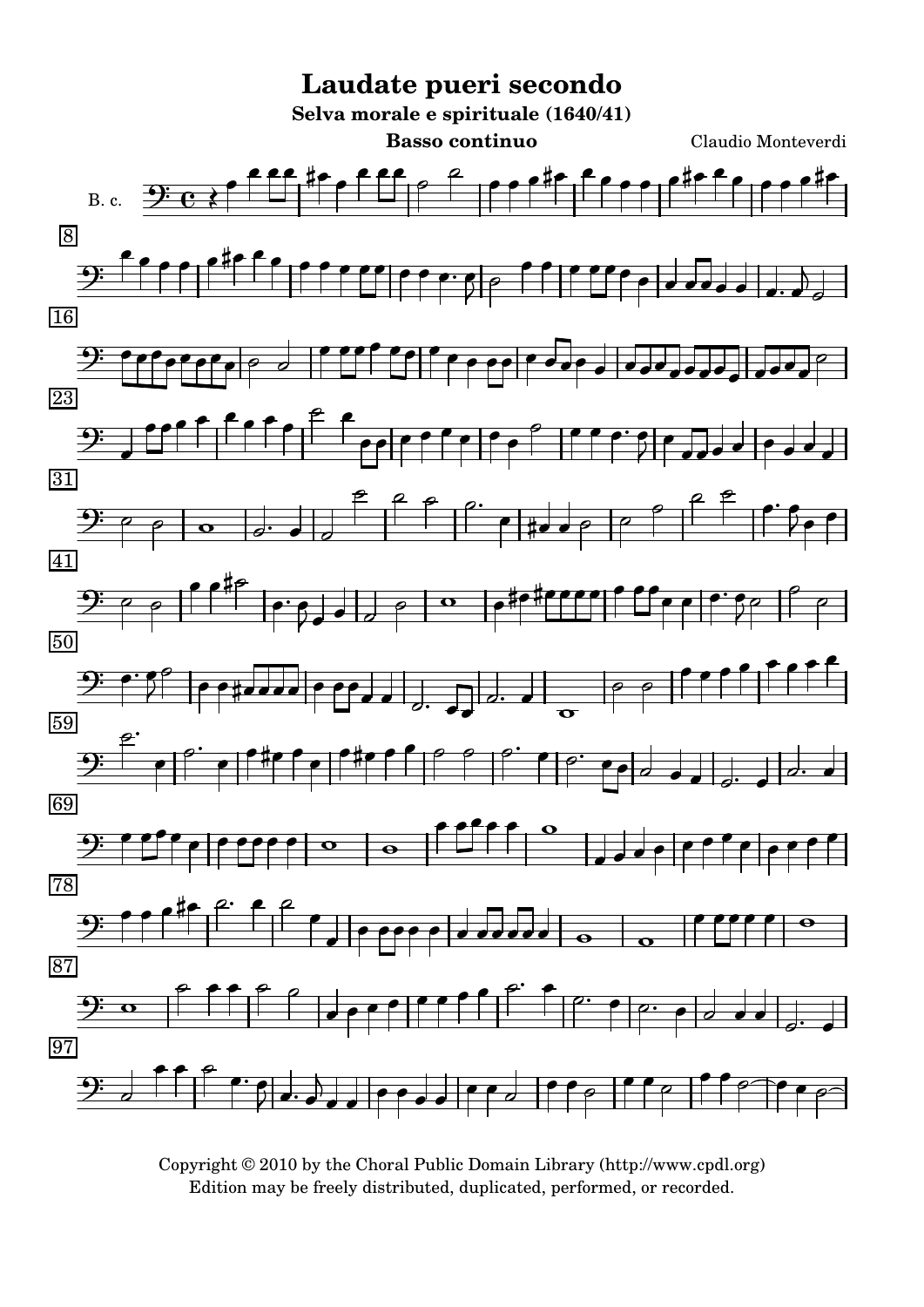# Laudate pueri secondo

**Selva morale e spirituale (1640/41)**

**Basso continuo**

Claudio Monteverdi

B. c.

Copyright © 2010 by the Choral Public Domain Library (http://www.cpdl.org)
Edition may be freely distributed, duplicated, performed, or recorded.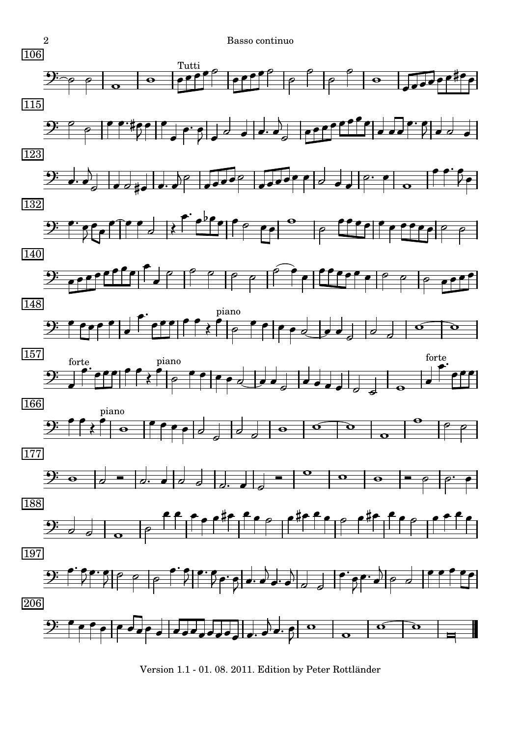Version 1.1 - 01. 08. 2011. Edition by Peter Rottländer